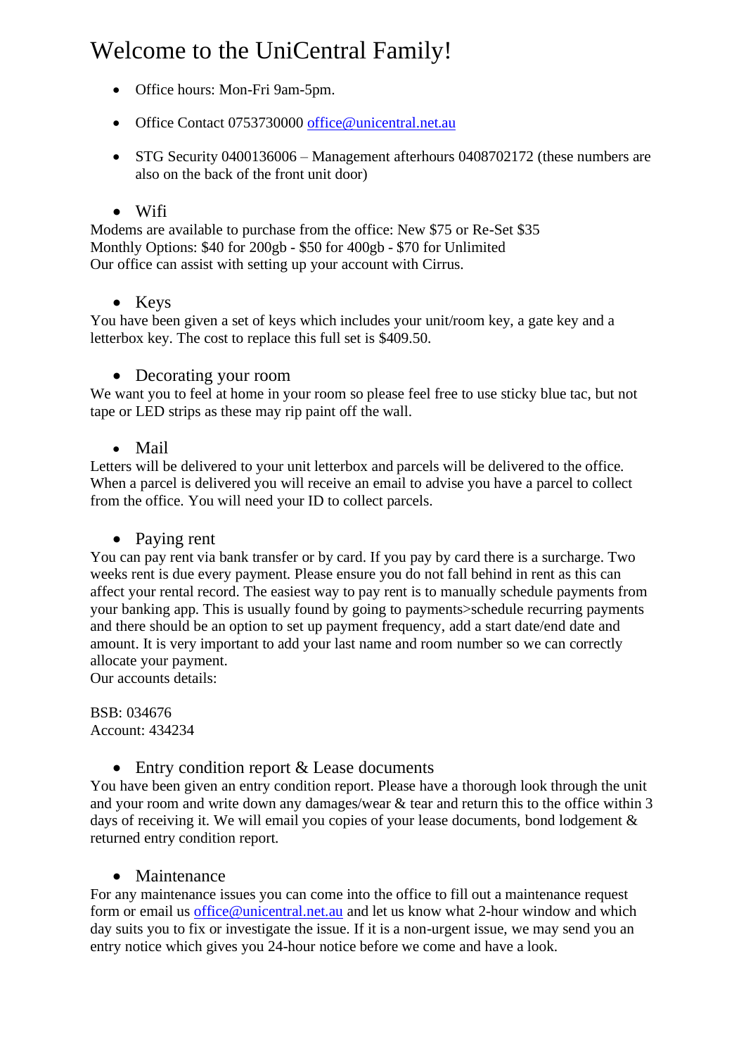# Welcome to the UniCentral Family!

- Office hours: Mon-Fri 9am-5pm.
- Office Contact 0753730000 office@unicentral.net.au
- STG Security 0400136006 – Management afterhours 0408702172 (these numbers are also on the back of the front unit door)
- Wifi

Modems are available to purchase from the office: New $75 or Re-Set $35
Monthly Options: $40 for 200gb - $50 for 400gb - $70 for Unlimited
Our office can assist with setting up your account with Cirrus.

- Keys

You have been given a set of keys which includes your unit/room key, a gate key and a letterbox key. The cost to replace this full set is $409.50.

- Decorating your room

We want you to feel at home in your room so please feel free to use sticky blue tac, but not tape or LED strips as these may rip paint off the wall.

- Mail

Letters will be delivered to your unit letterbox and parcels will be delivered to the office. When a parcel is delivered you will receive an email to advise you have a parcel to collect from the office. You will need your ID to collect parcels.

- Paying rent

You can pay rent via bank transfer or by card. If you pay by card there is a surcharge. Two weeks rent is due every payment. Please ensure you do not fall behind in rent as this can affect your rental record. The easiest way to pay rent is to manually schedule payments from your banking app. This is usually found by going to payments>schedule recurring payments and there should be an option to set up payment frequency, add a start date/end date and amount. It is very important to add your last name and room number so we can correctly allocate your payment.
Our accounts details:

BSB: 034676
Account: 434234

- Entry condition report & Lease documents

You have been given an entry condition report. Please have a thorough look through the unit and your room and write down any damages/wear & tear and return this to the office within 3 days of receiving it. We will email you copies of your lease documents, bond lodgement & returned entry condition report.

- Maintenance

For any maintenance issues you can come into the office to fill out a maintenance request form or email us office@unicentral.net.au and let us know what 2-hour window and which day suits you to fix or investigate the issue. If it is a non-urgent issue, we may send you an entry notice which gives you 24-hour notice before we come and have a look.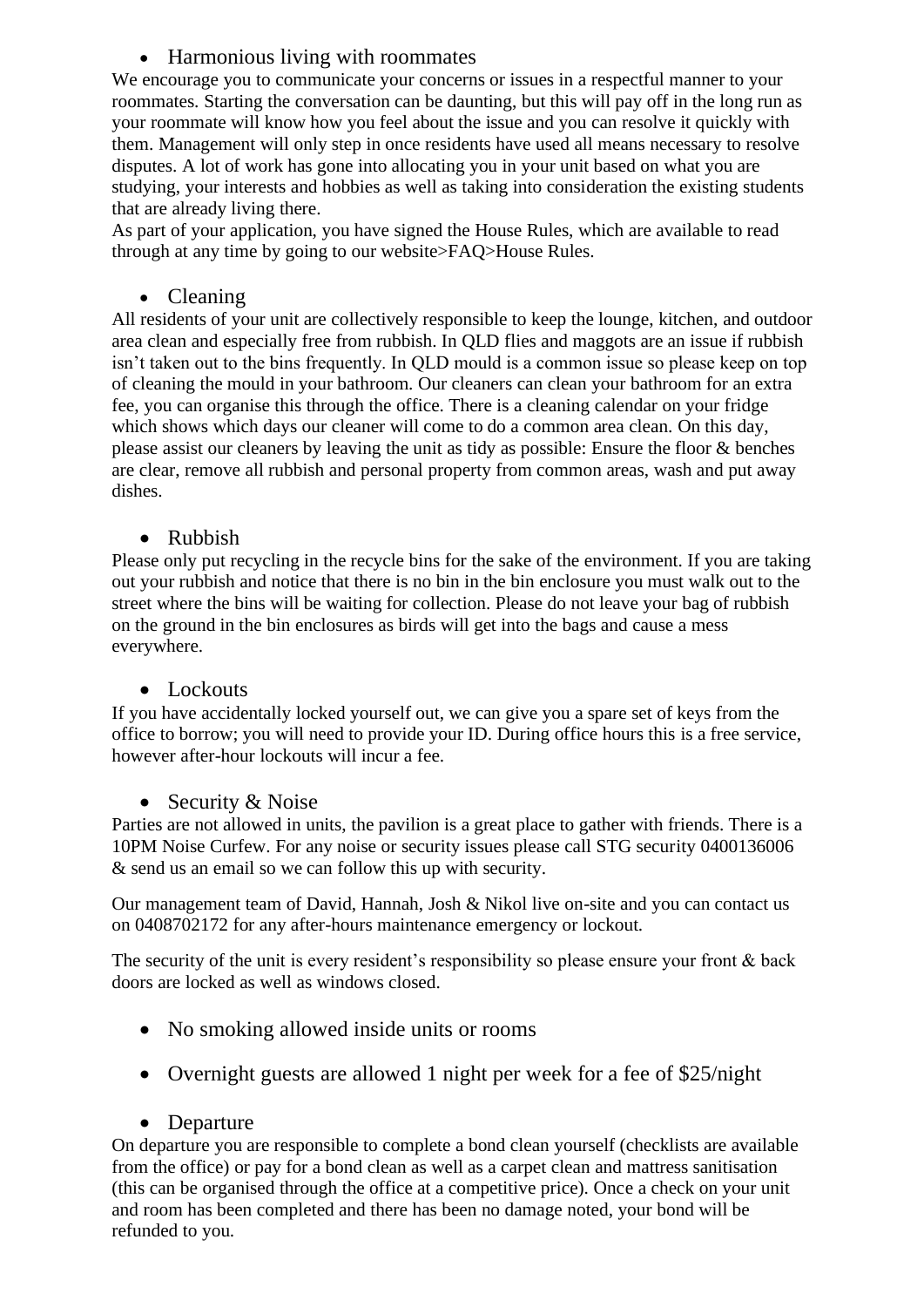- Harmonious living with roommates

We encourage you to communicate your concerns or issues in a respectful manner to your roommates. Starting the conversation can be daunting, but this will pay off in the long run as your roommate will know how you feel about the issue and you can resolve it quickly with them. Management will only step in once residents have used all means necessary to resolve disputes. A lot of work has gone into allocating you in your unit based on what you are studying, your interests and hobbies as well as taking into consideration the existing students that are already living there.
As part of your application, you have signed the House Rules, which are available to read through at any time by going to our website>FAQ>House Rules.

- Cleaning

All residents of your unit are collectively responsible to keep the lounge, kitchen, and outdoor area clean and especially free from rubbish. In QLD flies and maggots are an issue if rubbish isn't taken out to the bins frequently. In QLD mould is a common issue so please keep on top of cleaning the mould in your bathroom. Our cleaners can clean your bathroom for an extra fee, you can organise this through the office. There is a cleaning calendar on your fridge which shows which days our cleaner will come to do a common area clean. On this day, please assist our cleaners by leaving the unit as tidy as possible: Ensure the floor & benches are clear, remove all rubbish and personal property from common areas, wash and put away dishes.

- Rubbish

Please only put recycling in the recycle bins for the sake of the environment. If you are taking out your rubbish and notice that there is no bin in the bin enclosure you must walk out to the street where the bins will be waiting for collection. Please do not leave your bag of rubbish on the ground in the bin enclosures as birds will get into the bags and cause a mess everywhere.

- Lockouts

If you have accidentally locked yourself out, we can give you a spare set of keys from the office to borrow; you will need to provide your ID. During office hours this is a free service, however after-hour lockouts will incur a fee.

- Security & Noise

Parties are not allowed in units, the pavilion is a great place to gather with friends. There is a 10PM Noise Curfew. For any noise or security issues please call STG security 0400136006 & send us an email so we can follow this up with security.

Our management team of David, Hannah, Josh & Nikol live on-site and you can contact us on 0408702172 for any after-hours maintenance emergency or lockout.

The security of the unit is every resident's responsibility so please ensure your front & back doors are locked as well as windows closed.

- No smoking allowed inside units or rooms

- Overnight guests are allowed 1 night per week for a fee of $25/night

- Departure

On departure you are responsible to complete a bond clean yourself (checklists are available from the office) or pay for a bond clean as well as a carpet clean and mattress sanitisation (this can be organised through the office at a competitive price). Once a check on your unit and room has been completed and there has been no damage noted, your bond will be refunded to you.